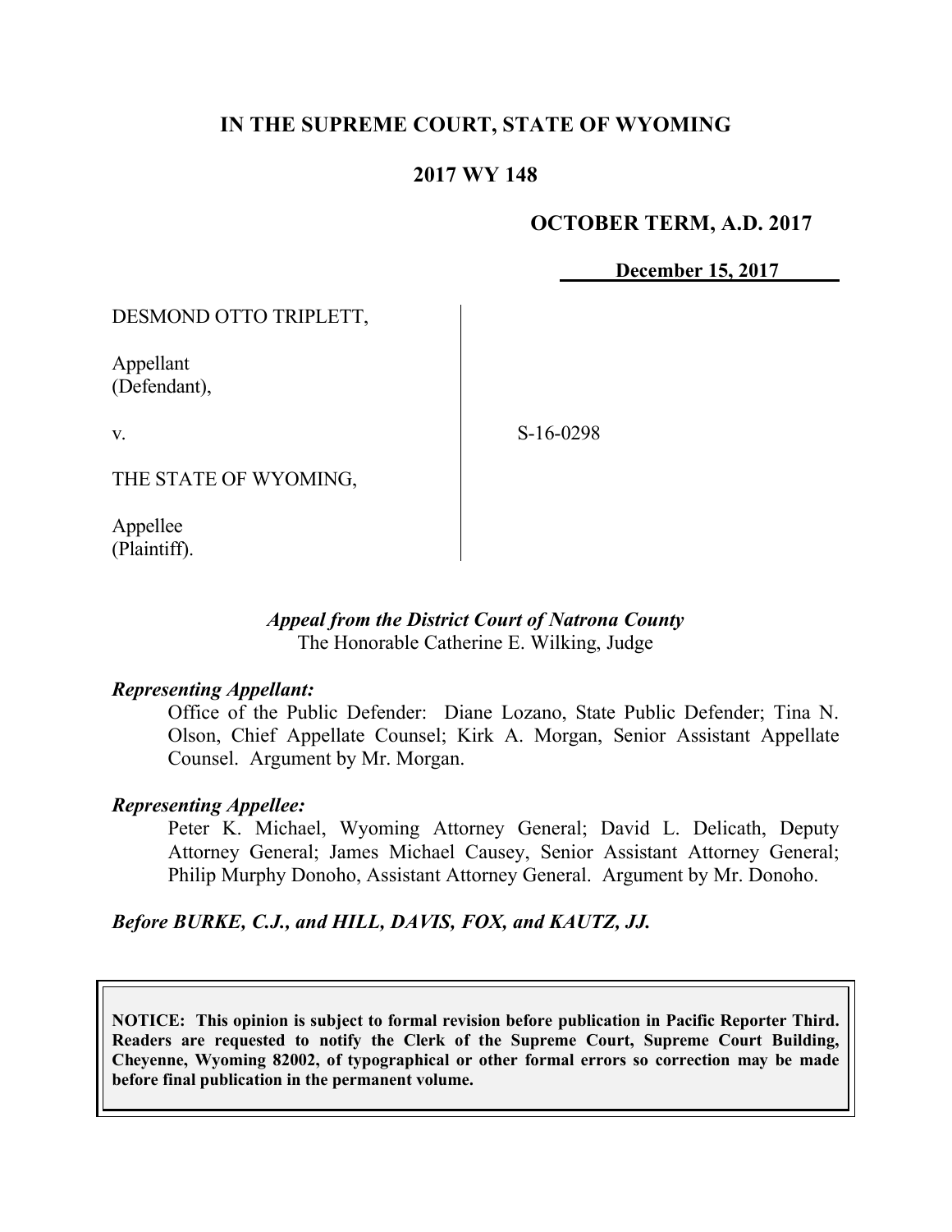# IN THE SUPREME COURT, STATE OF WYOMING

## 2017 WY 148

**OCTOBER TERM, A.D. 2017**

**December 15, 2017**

DESMOND OTTO TRIPLETT,

Appellant
(Defendant),

v.

THE STATE OF WYOMING,

Appellee
(Plaintiff).

S-16-0298

***Appeal from the District Court of Natrona County***
The Honorable Catherine E. Wilking, Judge

***Representing Appellant:***

Office of the Public Defender: Diane Lozano, State Public Defender; Tina N. Olson, Chief Appellate Counsel; Kirk A. Morgan, Senior Assistant Appellate Counsel. Argument by Mr. Morgan.

***Representing Appellee:***

Peter K. Michael, Wyoming Attorney General; David L. Delicath, Deputy Attorney General; James Michael Causey, Senior Assistant Attorney General; Philip Murphy Donoho, Assistant Attorney General. Argument by Mr. Donoho.

***Before BURKE, C.J., and HILL, DAVIS, FOX, and KAUTZ, JJ.***

**NOTICE: This opinion is subject to formal revision before publication in Pacific Reporter Third. Readers are requested to notify the Clerk of the Supreme Court, Supreme Court Building, Cheyenne, Wyoming 82002, of typographical or other formal errors so correction may be made before final publication in the permanent volume.**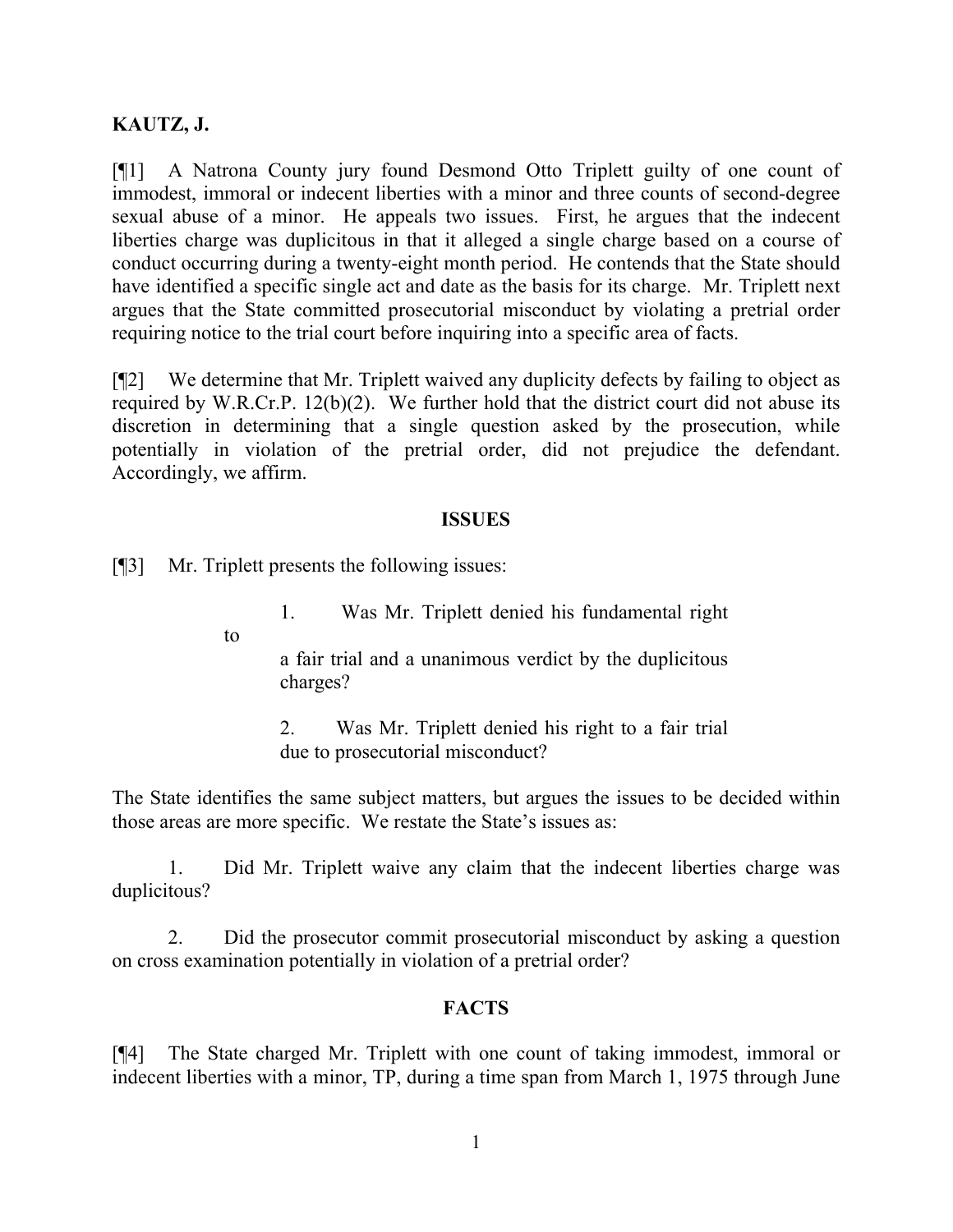**KAUTZ, J.**

[¶1] A Natrona County jury found Desmond Otto Triplett guilty of one count of immodest, immoral or indecent liberties with a minor and three counts of second-degree sexual abuse of a minor. He appeals two issues. First, he argues that the indecent liberties charge was duplicitous in that it alleged a single charge based on a course of conduct occurring during a twenty-eight month period. He contends that the State should have identified a specific single act and date as the basis for its charge. Mr. Triplett next argues that the State committed prosecutorial misconduct by violating a pretrial order requiring notice to the trial court before inquiring into a specific area of facts.

[¶2] We determine that Mr. Triplett waived any duplicity defects by failing to object as required by W.R.Cr.P. 12(b)(2). We further hold that the district court did not abuse its discretion in determining that a single question asked by the prosecution, while potentially in violation of the pretrial order, did not prejudice the defendant. Accordingly, we affirm.

## ISSUES

[¶3] Mr. Triplett presents the following issues:

> 1. Was Mr. Triplett denied his fundamental right to a fair trial and a unanimous verdict by the duplicitous charges?
>
> 2. Was Mr. Triplett denied his right to a fair trial due to prosecutorial misconduct?

The State identifies the same subject matters, but argues the issues to be decided within those areas are more specific. We restate the State's issues as:

1. Did Mr. Triplett waive any claim that the indecent liberties charge was duplicitous?

2. Did the prosecutor commit prosecutorial misconduct by asking a question on cross examination potentially in violation of a pretrial order?

## FACTS

[¶4] The State charged Mr. Triplett with one count of taking immodest, immoral or indecent liberties with a minor, TP, during a time span from March 1, 1975 through June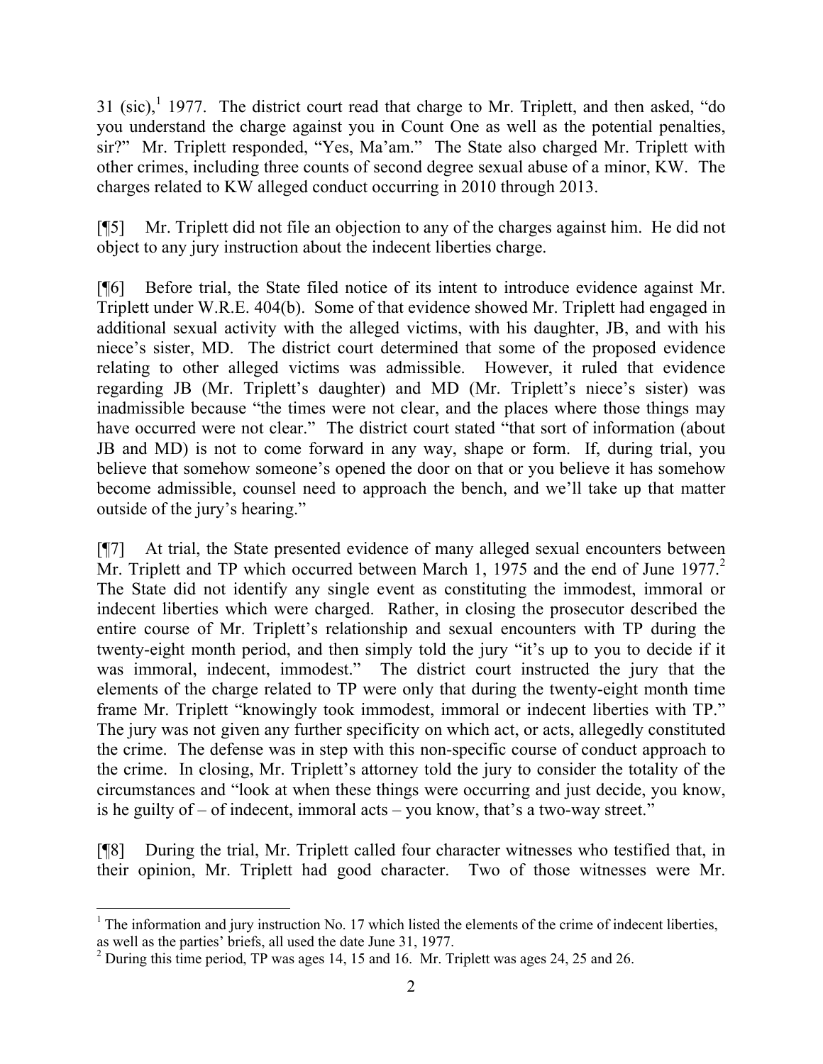31 (sic),[1] 1977. The district court read that charge to Mr. Triplett, and then asked, "do you understand the charge against you in Count One as well as the potential penalties, sir?" Mr. Triplett responded, "Yes, Ma'am." The State also charged Mr. Triplett with other crimes, including three counts of second degree sexual abuse of a minor, KW. The charges related to KW alleged conduct occurring in 2010 through 2013.

[¶5] Mr. Triplett did not file an objection to any of the charges against him. He did not object to any jury instruction about the indecent liberties charge.

[¶6] Before trial, the State filed notice of its intent to introduce evidence against Mr. Triplett under W.R.E. 404(b). Some of that evidence showed Mr. Triplett had engaged in additional sexual activity with the alleged victims, with his daughter, JB, and with his niece's sister, MD. The district court determined that some of the proposed evidence relating to other alleged victims was admissible. However, it ruled that evidence regarding JB (Mr. Triplett's daughter) and MD (Mr. Triplett's niece's sister) was inadmissible because "the times were not clear, and the places where those things may have occurred were not clear." The district court stated "that sort of information (about JB and MD) is not to come forward in any way, shape or form. If, during trial, you believe that somehow someone's opened the door on that or you believe it has somehow become admissible, counsel need to approach the bench, and we'll take up that matter outside of the jury's hearing."

[¶7] At trial, the State presented evidence of many alleged sexual encounters between Mr. Triplett and TP which occurred between March 1, 1975 and the end of June 1977.[2] The State did not identify any single event as constituting the immodest, immoral or indecent liberties which were charged. Rather, in closing the prosecutor described the entire course of Mr. Triplett's relationship and sexual encounters with TP during the twenty-eight month period, and then simply told the jury "it's up to you to decide if it was immoral, indecent, immodest." The district court instructed the jury that the elements of the charge related to TP were only that during the twenty-eight month time frame Mr. Triplett "knowingly took immodest, immoral or indecent liberties with TP." The jury was not given any further specificity on which act, or acts, allegedly constituted the crime. The defense was in step with this non-specific course of conduct approach to the crime. In closing, Mr. Triplett's attorney told the jury to consider the totality of the circumstances and "look at when these things were occurring and just decide, you know, is he guilty of – of indecent, immoral acts – you know, that's a two-way street."

[¶8] During the trial, Mr. Triplett called four character witnesses who testified that, in their opinion, Mr. Triplett had good character. Two of those witnesses were Mr.

---

[1] The information and jury instruction No. 17 which listed the elements of the crime of indecent liberties, as well as the parties' briefs, all used the date June 31, 1977.

[2] During this time period, TP was ages 14, 15 and 16. Mr. Triplett was ages 24, 25 and 26.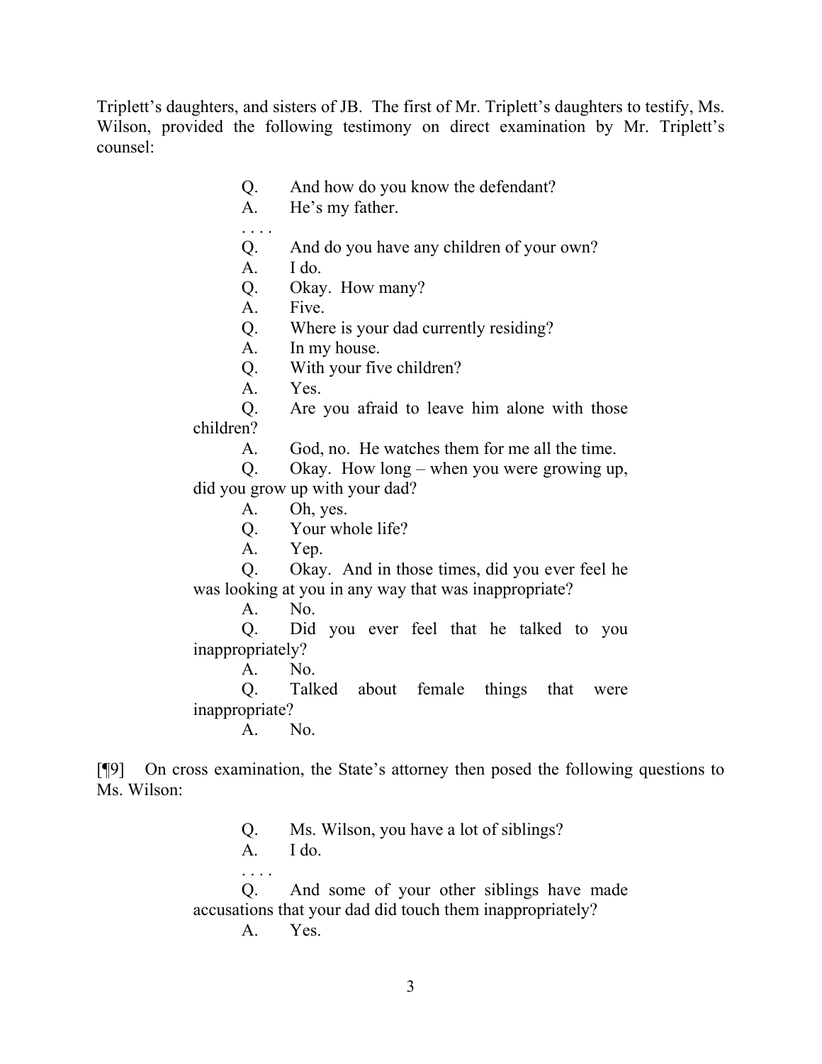Triplett's daughters, and sisters of JB. The first of Mr. Triplett's daughters to testify, Ms. Wilson, provided the following testimony on direct examination by Mr. Triplett's counsel:

> Q. And how do you know the defendant?
>
> A. He's my father.
>
> . . . .
>
> Q. And do you have any children of your own?
>
> A. I do.
>
> Q. Okay. How many?
>
> A. Five.
>
> Q. Where is your dad currently residing?
>
> A. In my house.
>
> Q. With your five children?
>
> A. Yes.
>
> Q. Are you afraid to leave him alone with those children?
>
> A. God, no. He watches them for me all the time.
>
> Q. Okay. How long – when you were growing up, did you grow up with your dad?
>
> A. Oh, yes.
>
> Q. Your whole life?
>
> A. Yep.
>
> Q. Okay. And in those times, did you ever feel he was looking at you in any way that was inappropriate?
>
> A. No.
>
> Q. Did you ever feel that he talked to you inappropriately?
>
> A. No.
>
> Q. Talked about female things that were inappropriate?
>
> A. No.

[¶9] On cross examination, the State's attorney then posed the following questions to Ms. Wilson:

> Q. Ms. Wilson, you have a lot of siblings?
>
> A. I do.
>
> . . . .
>
> Q. And some of your other siblings have made accusations that your dad did touch them inappropriately?
>
> A. Yes.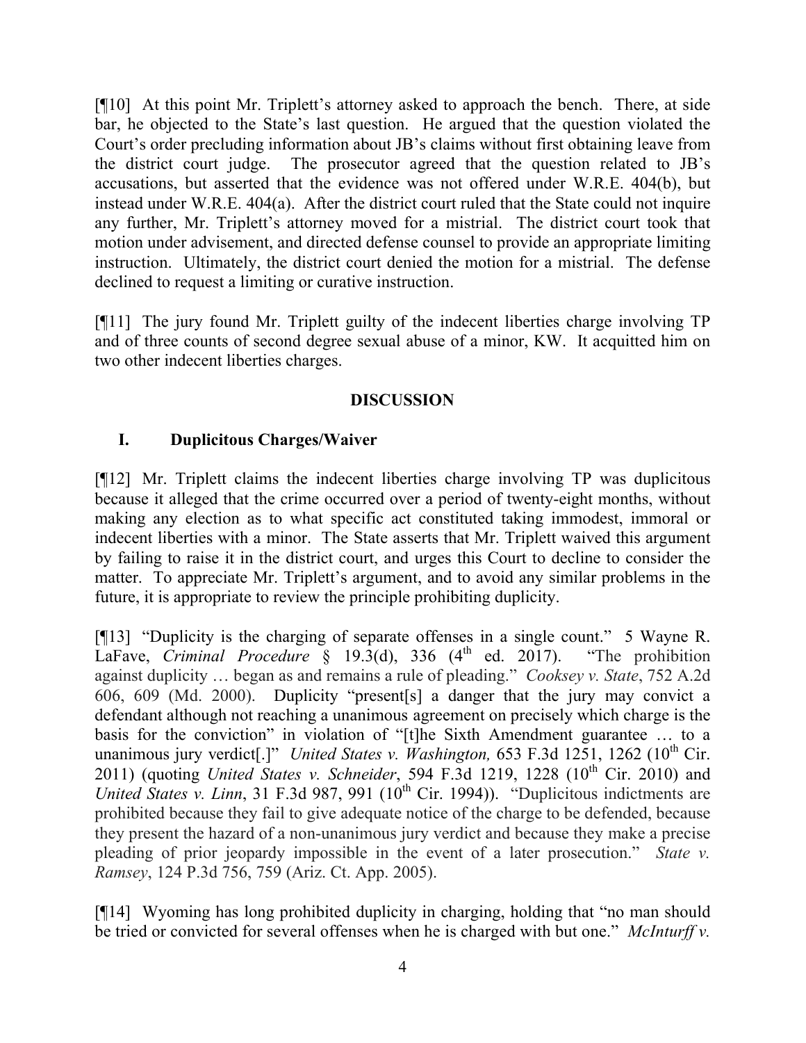[¶10] At this point Mr. Triplett's attorney asked to approach the bench. There, at side bar, he objected to the State's last question. He argued that the question violated the Court's order precluding information about JB's claims without first obtaining leave from the district court judge. The prosecutor agreed that the question related to JB's accusations, but asserted that the evidence was not offered under W.R.E. 404(b), but instead under W.R.E. 404(a). After the district court ruled that the State could not inquire any further, Mr. Triplett's attorney moved for a mistrial. The district court took that motion under advisement, and directed defense counsel to provide an appropriate limiting instruction. Ultimately, the district court denied the motion for a mistrial. The defense declined to request a limiting or curative instruction.

[¶11] The jury found Mr. Triplett guilty of the indecent liberties charge involving TP and of three counts of second degree sexual abuse of a minor, KW. It acquitted him on two other indecent liberties charges.

## DISCUSSION

### I. Duplicitous Charges/Waiver

[¶12] Mr. Triplett claims the indecent liberties charge involving TP was duplicitous because it alleged that the crime occurred over a period of twenty-eight months, without making any election as to what specific act constituted taking immodest, immoral or indecent liberties with a minor. The State asserts that Mr. Triplett waived this argument by failing to raise it in the district court, and urges this Court to decline to consider the matter. To appreciate Mr. Triplett's argument, and to avoid any similar problems in the future, it is appropriate to review the principle prohibiting duplicity.

[¶13] "Duplicity is the charging of separate offenses in a single count." 5 Wayne R. LaFave, *Criminal Procedure* § 19.3(d), 336 (4th ed. 2017). "The prohibition against duplicity … began as and remains a rule of pleading." *Cooksey v. State*, 752 A.2d 606, 609 (Md. 2000). Duplicity "present[s] a danger that the jury may convict a defendant although not reaching a unanimous agreement on precisely which charge is the basis for the conviction" in violation of "[t]he Sixth Amendment guarantee … to a unanimous jury verdict[.]" *United States v. Washington,* 653 F.3d 1251, 1262 (10th Cir. 2011) (quoting *United States v. Schneider*, 594 F.3d 1219, 1228 (10th Cir. 2010) and *United States v. Linn*, 31 F.3d 987, 991 (10th Cir. 1994)). "Duplicitous indictments are prohibited because they fail to give adequate notice of the charge to be defended, because they present the hazard of a non-unanimous jury verdict and because they make a precise pleading of prior jeopardy impossible in the event of a later prosecution." *State v. Ramsey*, 124 P.3d 756, 759 (Ariz. Ct. App. 2005).

[¶14] Wyoming has long prohibited duplicity in charging, holding that "no man should be tried or convicted for several offenses when he is charged with but one." *McInturff v.*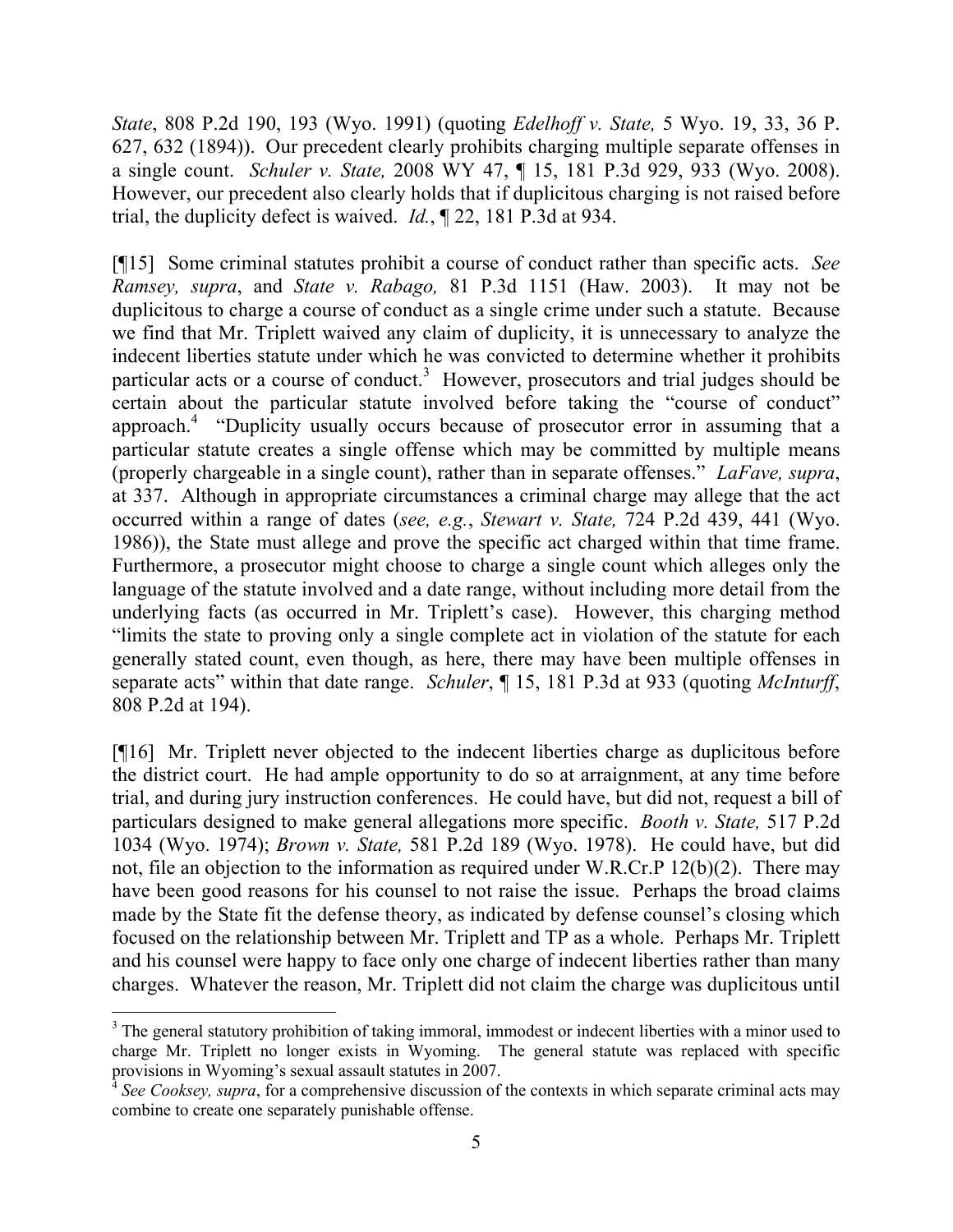*State*, 808 P.2d 190, 193 (Wyo. 1991) (quoting *Edelhoff v. State,* 5 Wyo. 19, 33, 36 P. 627, 632 (1894)). Our precedent clearly prohibits charging multiple separate offenses in a single count. *Schuler v. State,* 2008 WY 47, ¶ 15, 181 P.3d 929, 933 (Wyo. 2008). However, our precedent also clearly holds that if duplicitous charging is not raised before trial, the duplicity defect is waived. *Id.*, ¶ 22, 181 P.3d at 934.

[¶15] Some criminal statutes prohibit a course of conduct rather than specific acts. *See Ramsey, supra*, and *State v. Rabago,* 81 P.3d 1151 (Haw. 2003). It may not be duplicitous to charge a course of conduct as a single crime under such a statute. Because we find that Mr. Triplett waived any claim of duplicity, it is unnecessary to analyze the indecent liberties statute under which he was convicted to determine whether it prohibits particular acts or a course of conduct.[3] However, prosecutors and trial judges should be certain about the particular statute involved before taking the "course of conduct" approach.[4] "Duplicity usually occurs because of prosecutor error in assuming that a particular statute creates a single offense which may be committed by multiple means (properly chargeable in a single count), rather than in separate offenses." *LaFave, supra*, at 337. Although in appropriate circumstances a criminal charge may allege that the act occurred within a range of dates (*see, e.g.*, *Stewart v. State,* 724 P.2d 439, 441 (Wyo. 1986)), the State must allege and prove the specific act charged within that time frame. Furthermore, a prosecutor might choose to charge a single count which alleges only the language of the statute involved and a date range, without including more detail from the underlying facts (as occurred in Mr. Triplett's case). However, this charging method "limits the state to proving only a single complete act in violation of the statute for each generally stated count, even though, as here, there may have been multiple offenses in separate acts" within that date range. *Schuler*, ¶ 15, 181 P.3d at 933 (quoting *McInturff*, 808 P.2d at 194).

[¶16] Mr. Triplett never objected to the indecent liberties charge as duplicitous before the district court. He had ample opportunity to do so at arraignment, at any time before trial, and during jury instruction conferences. He could have, but did not, request a bill of particulars designed to make general allegations more specific. *Booth v. State,* 517 P.2d 1034 (Wyo. 1974); *Brown v. State,* 581 P.2d 189 (Wyo. 1978). He could have, but did not, file an objection to the information as required under W.R.Cr.P 12(b)(2). There may have been good reasons for his counsel to not raise the issue. Perhaps the broad claims made by the State fit the defense theory, as indicated by defense counsel's closing which focused on the relationship between Mr. Triplett and TP as a whole. Perhaps Mr. Triplett and his counsel were happy to face only one charge of indecent liberties rather than many charges. Whatever the reason, Mr. Triplett did not claim the charge was duplicitous until

---

[3] The general statutory prohibition of taking immoral, immodest or indecent liberties with a minor used to charge Mr. Triplett no longer exists in Wyoming. The general statute was replaced with specific provisions in Wyoming's sexual assault statutes in 2007.

[4] *See Cooksey, supra*, for a comprehensive discussion of the contexts in which separate criminal acts may combine to create one separately punishable offense.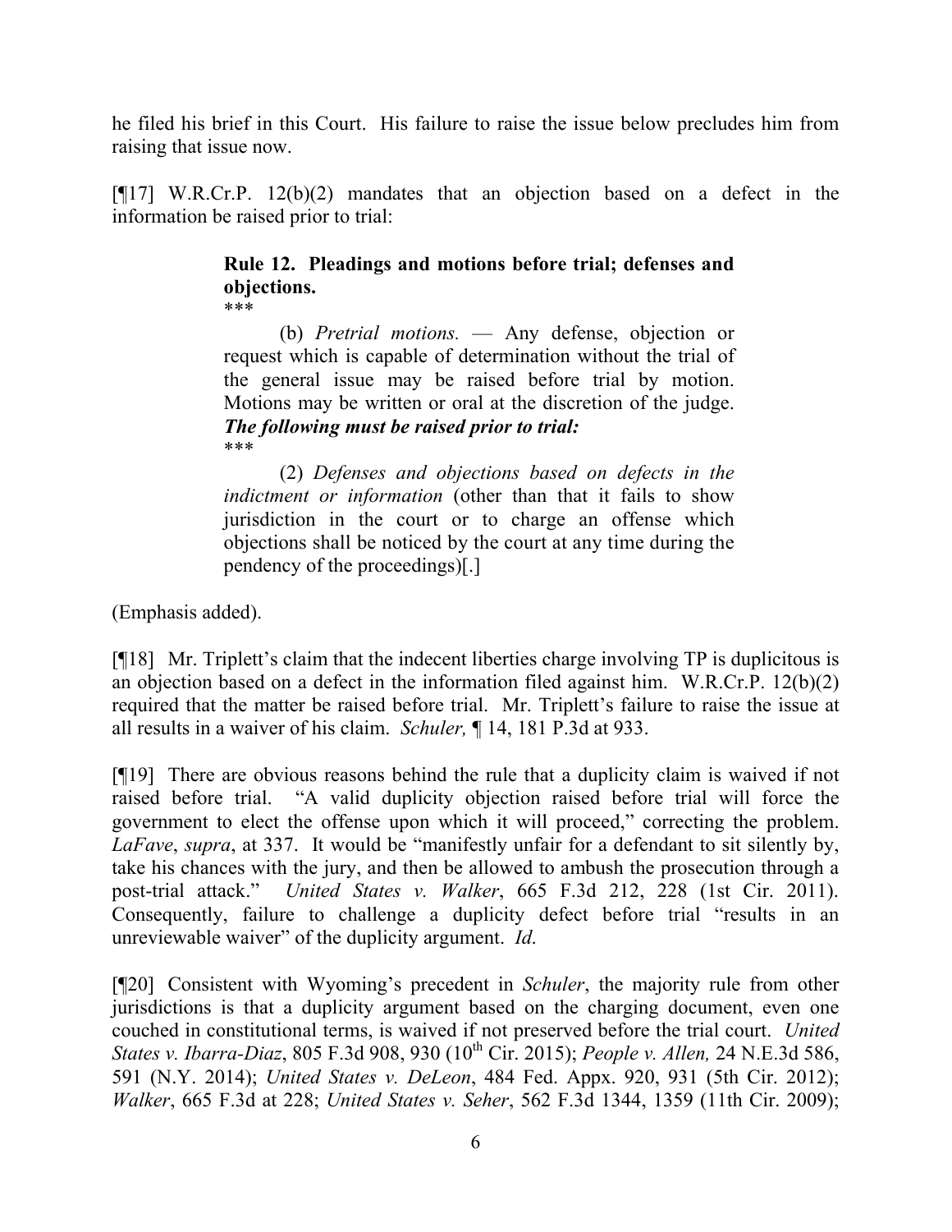he filed his brief in this Court. His failure to raise the issue below precludes him from raising that issue now.

[¶17] W.R.Cr.P. 12(b)(2) mandates that an objection based on a defect in the information be raised prior to trial:

> **Rule 12. Pleadings and motions before trial; defenses and objections.**
>
> \*\*\*
>
> (b) *Pretrial motions.* — Any defense, objection or request which is capable of determination without the trial of the general issue may be raised before trial by motion. Motions may be written or oral at the discretion of the judge. ***The following must be raised prior to trial:***
>
> \*\*\*
>
> (2) *Defenses and objections based on defects in the indictment or information* (other than that it fails to show jurisdiction in the court or to charge an offense which objections shall be noticed by the court at any time during the pendency of the proceedings)[.]

(Emphasis added).

[¶18] Mr. Triplett's claim that the indecent liberties charge involving TP is duplicitous is an objection based on a defect in the information filed against him. W.R.Cr.P. 12(b)(2) required that the matter be raised before trial. Mr. Triplett's failure to raise the issue at all results in a waiver of his claim. *Schuler,* ¶ 14, 181 P.3d at 933.

[¶19] There are obvious reasons behind the rule that a duplicity claim is waived if not raised before trial. "A valid duplicity objection raised before trial will force the government to elect the offense upon which it will proceed," correcting the problem. *LaFave*, *supra*, at 337. It would be "manifestly unfair for a defendant to sit silently by, take his chances with the jury, and then be allowed to ambush the prosecution through a post-trial attack." *United States v. Walker*, 665 F.3d 212, 228 (1st Cir. 2011). Consequently, failure to challenge a duplicity defect before trial "results in an unreviewable waiver" of the duplicity argument. *Id.*

[¶20] Consistent with Wyoming's precedent in *Schuler*, the majority rule from other jurisdictions is that a duplicity argument based on the charging document, even one couched in constitutional terms, is waived if not preserved before the trial court. *United States v. Ibarra-Diaz*, 805 F.3d 908, 930 (10th Cir. 2015); *People v. Allen,* 24 N.E.3d 586, 591 (N.Y. 2014); *United States v. DeLeon*, 484 Fed. Appx. 920, 931 (5th Cir. 2012); *Walker*, 665 F.3d at 228; *United States v. Seher*, 562 F.3d 1344, 1359 (11th Cir. 2009);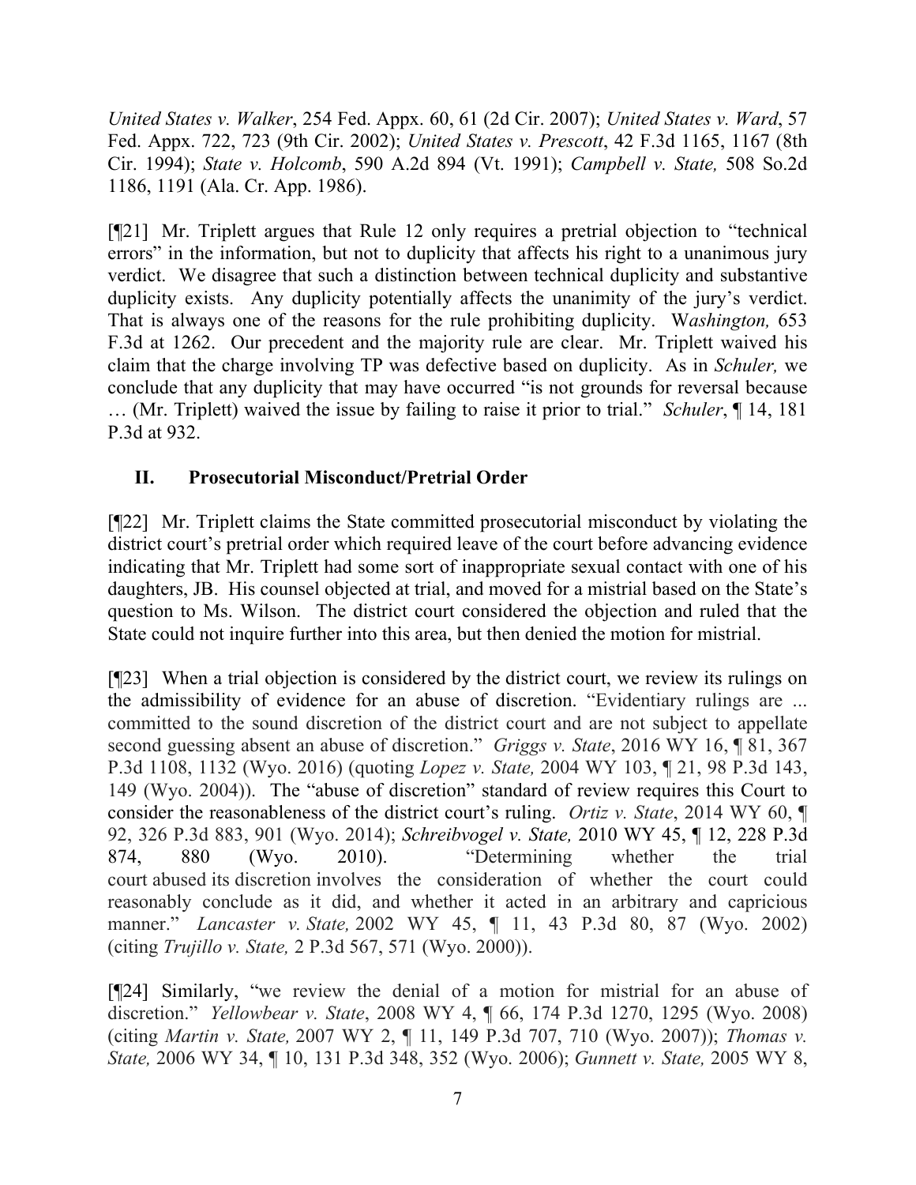*United States v. Walker*, 254 Fed. Appx. 60, 61 (2d Cir. 2007); *United States v. Ward*, 57 Fed. Appx. 722, 723 (9th Cir. 2002); *United States v. Prescott*, 42 F.3d 1165, 1167 (8th Cir. 1994); *State v. Holcomb*, 590 A.2d 894 (Vt. 1991); *Campbell v. State,* 508 So.2d 1186, 1191 (Ala. Cr. App. 1986).

[¶21] Mr. Triplett argues that Rule 12 only requires a pretrial objection to "technical errors" in the information, but not to duplicity that affects his right to a unanimous jury verdict. We disagree that such a distinction between technical duplicity and substantive duplicity exists. Any duplicity potentially affects the unanimity of the jury's verdict. That is always one of the reasons for the rule prohibiting duplicity. W*ashington,* 653 F.3d at 1262. Our precedent and the majority rule are clear. Mr. Triplett waived his claim that the charge involving TP was defective based on duplicity. As in *Schuler,* we conclude that any duplicity that may have occurred "is not grounds for reversal because … (Mr. Triplett) waived the issue by failing to raise it prior to trial." *Schuler*, ¶ 14, 181 P.3d at 932.

## II. Prosecutorial Misconduct/Pretrial Order

[¶22] Mr. Triplett claims the State committed prosecutorial misconduct by violating the district court's pretrial order which required leave of the court before advancing evidence indicating that Mr. Triplett had some sort of inappropriate sexual contact with one of his daughters, JB. His counsel objected at trial, and moved for a mistrial based on the State's question to Ms. Wilson. The district court considered the objection and ruled that the State could not inquire further into this area, but then denied the motion for mistrial.

[¶23] When a trial objection is considered by the district court, we review its rulings on the admissibility of evidence for an abuse of discretion. "Evidentiary rulings are ... committed to the sound discretion of the district court and are not subject to appellate second guessing absent an abuse of discretion." *Griggs v. State*, 2016 WY 16, ¶ 81, 367 P.3d 1108, 1132 (Wyo. 2016) (quoting *Lopez v. State,* 2004 WY 103, ¶ 21, 98 P.3d 143, 149 (Wyo. 2004)). The "abuse of discretion" standard of review requires this Court to consider the reasonableness of the district court's ruling. *Ortiz v. State*, 2014 WY 60, ¶ 92, 326 P.3d 883, 901 (Wyo. 2014); *Schreibvogel v. State,* 2010 WY 45, ¶ 12, 228 P.3d 874, 880 (Wyo. 2010). "Determining whether the trial court abused its discretion involves the consideration of whether the court could reasonably conclude as it did, and whether it acted in an arbitrary and capricious manner." *Lancaster v. State,* 2002 WY 45, ¶ 11, 43 P.3d 80, 87 (Wyo. 2002) (citing *Trujillo v. State,* 2 P.3d 567, 571 (Wyo. 2000)).

[¶24] Similarly, "we review the denial of a motion for mistrial for an abuse of discretion." *Yellowbear v. State*, 2008 WY 4, ¶ 66, 174 P.3d 1270, 1295 (Wyo. 2008) (citing *Martin v. State,* 2007 WY 2, ¶ 11, 149 P.3d 707, 710 (Wyo. 2007)); *Thomas v. State,* 2006 WY 34, ¶ 10, 131 P.3d 348, 352 (Wyo. 2006); *Gunnett v. State,* 2005 WY 8,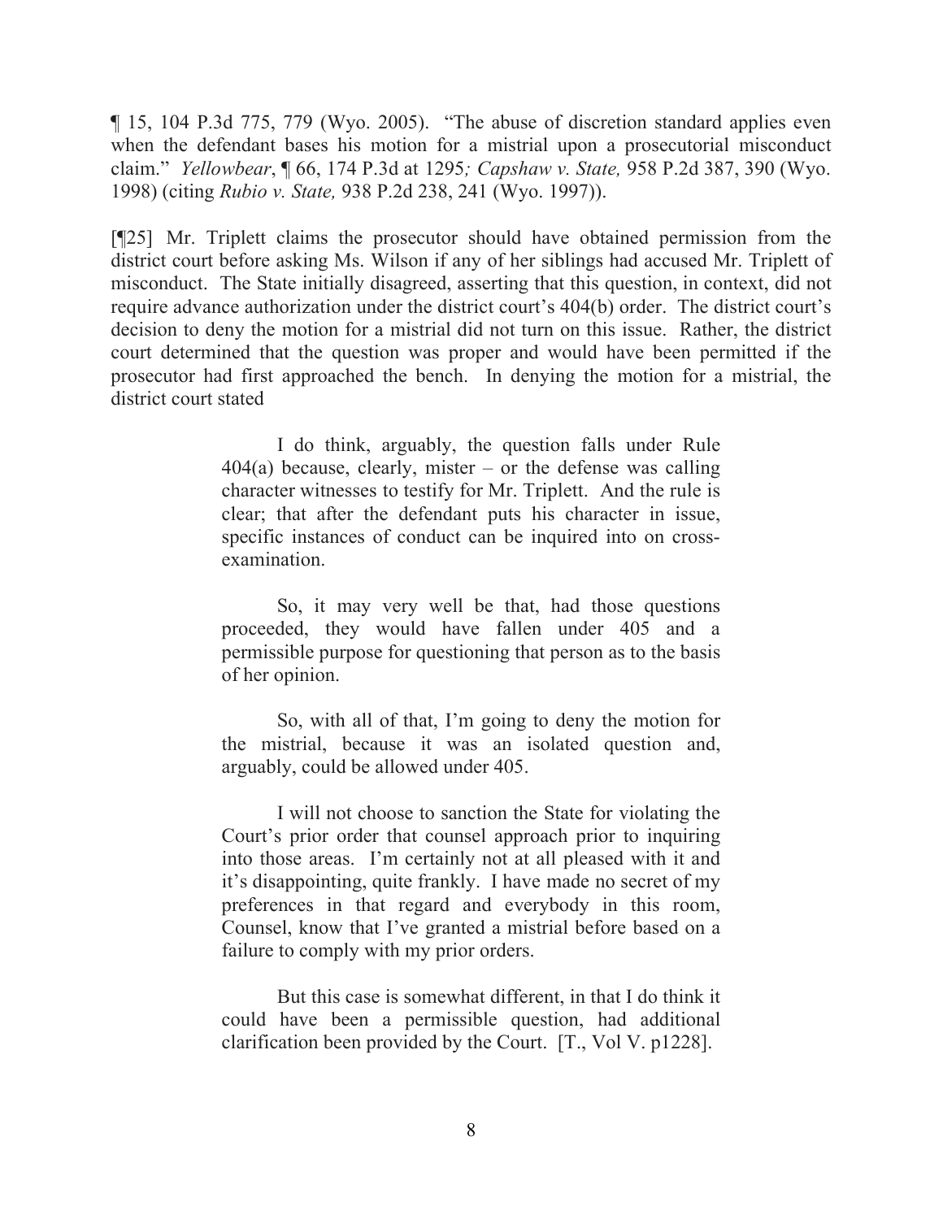¶ 15, 104 P.3d 775, 779 (Wyo. 2005). "The abuse of discretion standard applies even when the defendant bases his motion for a mistrial upon a prosecutorial misconduct claim." *Yellowbear*, ¶ 66, 174 P.3d at 1295*; Capshaw v. State,* 958 P.2d 387, 390 (Wyo. 1998) (citing *Rubio v. State,* 938 P.2d 238, 241 (Wyo. 1997)).

[¶25] Mr. Triplett claims the prosecutor should have obtained permission from the district court before asking Ms. Wilson if any of her siblings had accused Mr. Triplett of misconduct. The State initially disagreed, asserting that this question, in context, did not require advance authorization under the district court's 404(b) order. The district court's decision to deny the motion for a mistrial did not turn on this issue. Rather, the district court determined that the question was proper and would have been permitted if the prosecutor had first approached the bench. In denying the motion for a mistrial, the district court stated

> I do think, arguably, the question falls under Rule 404(a) because, clearly, mister – or the defense was calling character witnesses to testify for Mr. Triplett. And the rule is clear; that after the defendant puts his character in issue, specific instances of conduct can be inquired into on cross-examination.
>
> So, it may very well be that, had those questions proceeded, they would have fallen under 405 and a permissible purpose for questioning that person as to the basis of her opinion.
>
> So, with all of that, I'm going to deny the motion for the mistrial, because it was an isolated question and, arguably, could be allowed under 405.
>
> I will not choose to sanction the State for violating the Court's prior order that counsel approach prior to inquiring into those areas. I'm certainly not at all pleased with it and it's disappointing, quite frankly. I have made no secret of my preferences in that regard and everybody in this room, Counsel, know that I've granted a mistrial before based on a failure to comply with my prior orders.
>
> But this case is somewhat different, in that I do think it could have been a permissible question, had additional clarification been provided by the Court. [T., Vol V. p1228].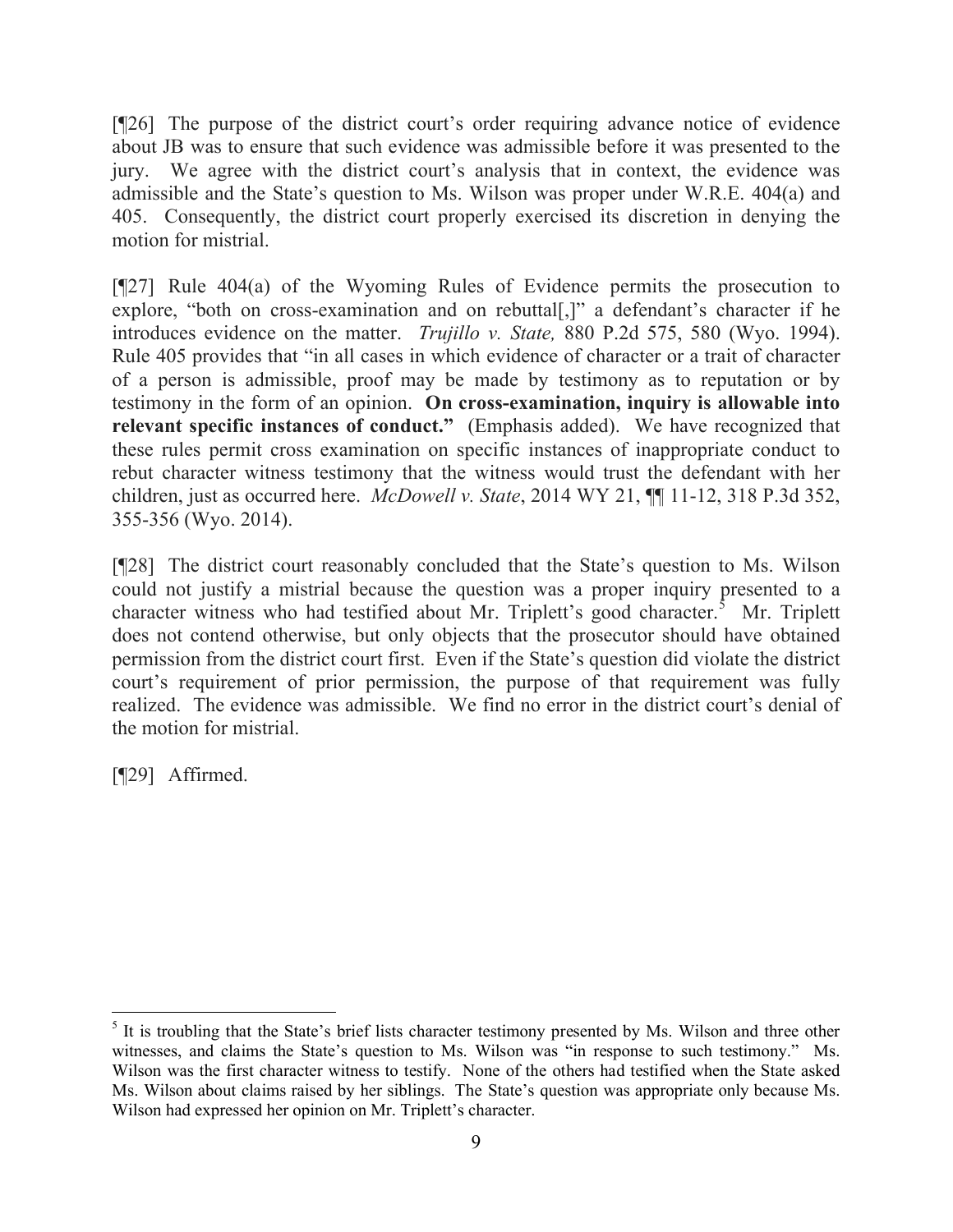[¶26] The purpose of the district court's order requiring advance notice of evidence about JB was to ensure that such evidence was admissible before it was presented to the jury. We agree with the district court's analysis that in context, the evidence was admissible and the State's question to Ms. Wilson was proper under W.R.E. 404(a) and 405. Consequently, the district court properly exercised its discretion in denying the motion for mistrial.

[¶27] Rule 404(a) of the Wyoming Rules of Evidence permits the prosecution to explore, "both on cross-examination and on rebuttal[,]" a defendant's character if he introduces evidence on the matter. *Trujillo v. State,* 880 P.2d 575, 580 (Wyo. 1994). Rule 405 provides that "in all cases in which evidence of character or a trait of character of a person is admissible, proof may be made by testimony as to reputation or by testimony in the form of an opinion. **On cross-examination, inquiry is allowable into relevant specific instances of conduct."** (Emphasis added). We have recognized that these rules permit cross examination on specific instances of inappropriate conduct to rebut character witness testimony that the witness would trust the defendant with her children, just as occurred here. *McDowell v. State*, 2014 WY 21, ¶¶ 11-12, 318 P.3d 352, 355-356 (Wyo. 2014).

[¶28] The district court reasonably concluded that the State's question to Ms. Wilson could not justify a mistrial because the question was a proper inquiry presented to a character witness who had testified about Mr. Triplett's good character.[5] Mr. Triplett does not contend otherwise, but only objects that the prosecutor should have obtained permission from the district court first. Even if the State's question did violate the district court's requirement of prior permission, the purpose of that requirement was fully realized. The evidence was admissible. We find no error in the district court's denial of the motion for mistrial.

[¶29] Affirmed.

---

[5] It is troubling that the State's brief lists character testimony presented by Ms. Wilson and three other witnesses, and claims the State's question to Ms. Wilson was "in response to such testimony." Ms. Wilson was the first character witness to testify. None of the others had testified when the State asked Ms. Wilson about claims raised by her siblings. The State's question was appropriate only because Ms. Wilson had expressed her opinion on Mr. Triplett's character.